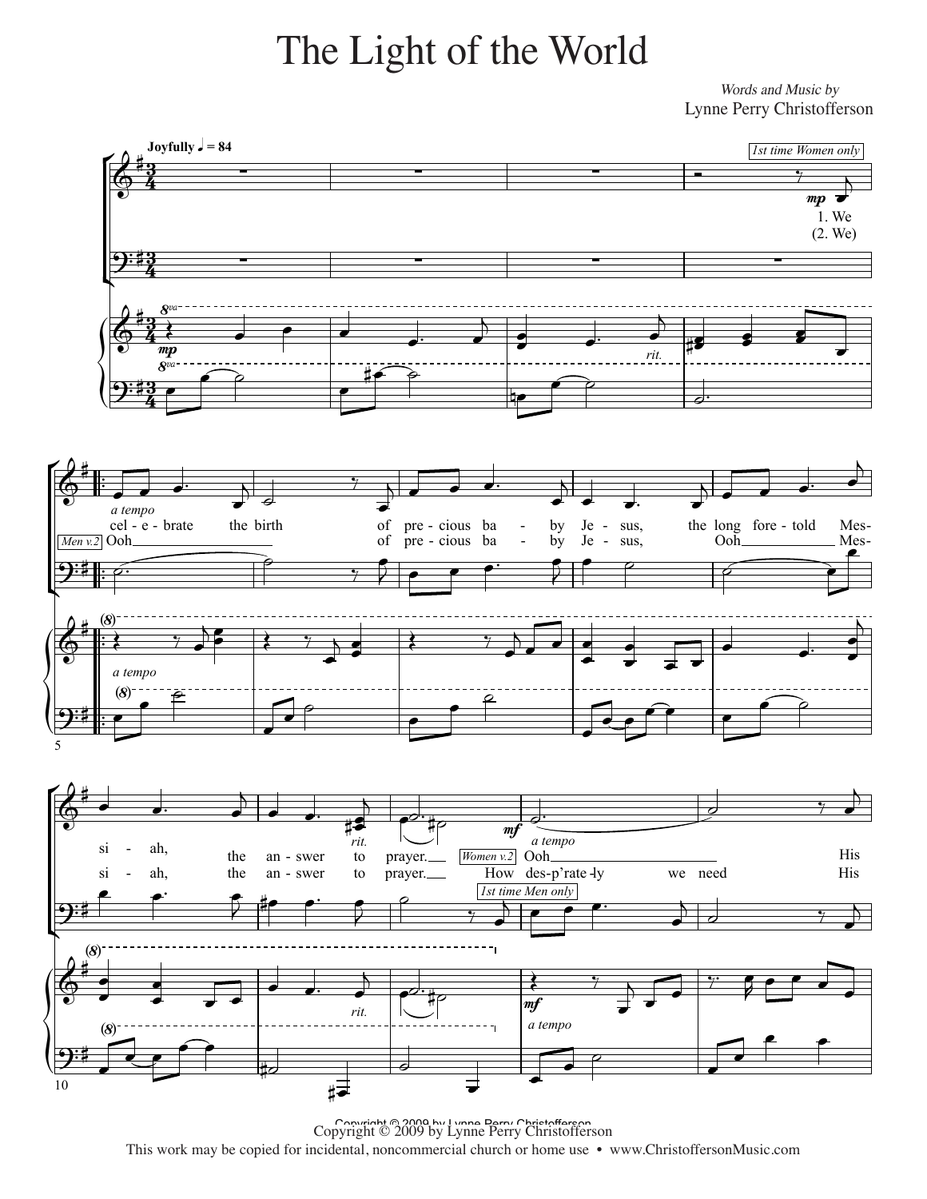# The Light of the World

*Words and Music by*
Lynne Perry Christofferson

Copyright © 2009 by Lynne Perry Christofferson
This work may be copied for incidental, noncommercial church or home use • www.ChristoffersonMusic.com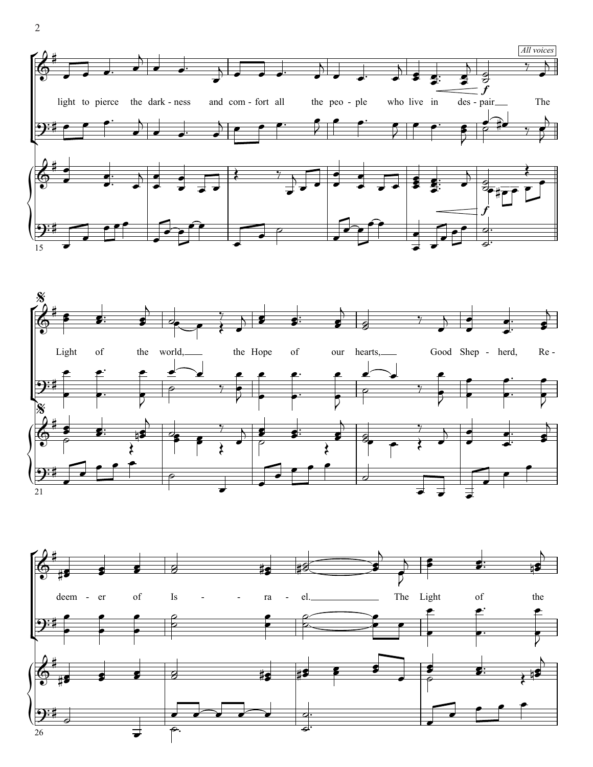All voices

light to pierce the dark - ness and com - fort all the peo - ple who live in des - pair The

Light of the world, the Hope of our hearts, Good Shep - herd, Re -

deem - er of Is - ra - el. The Light of the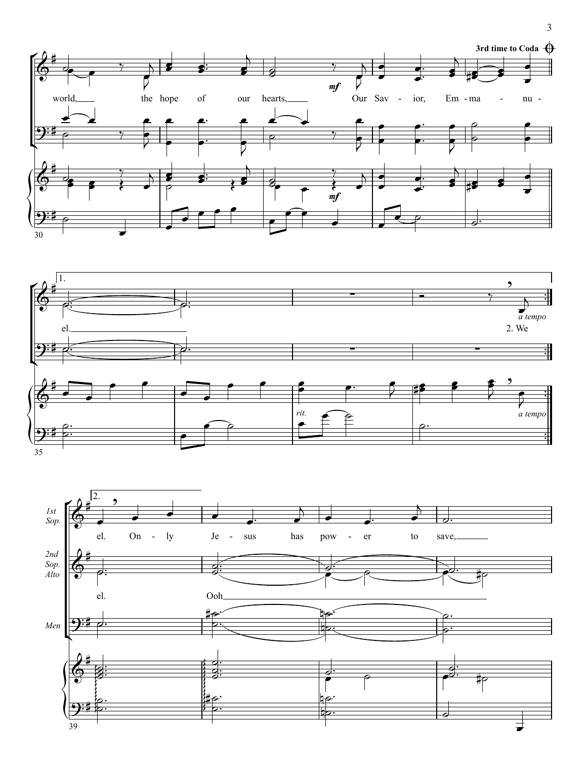3rd time to Coda

world, the hope of our hearts, Our Sav - ior, Em - ma - nu -

*mf*

30

1.

el. 2. We

*a tempo*

*rit.*

*a tempo*

35

2.

1st Sop.

el. On - ly Je - sus has pow - er to save,

2nd Sop. Alto

el. Ooh

Men

39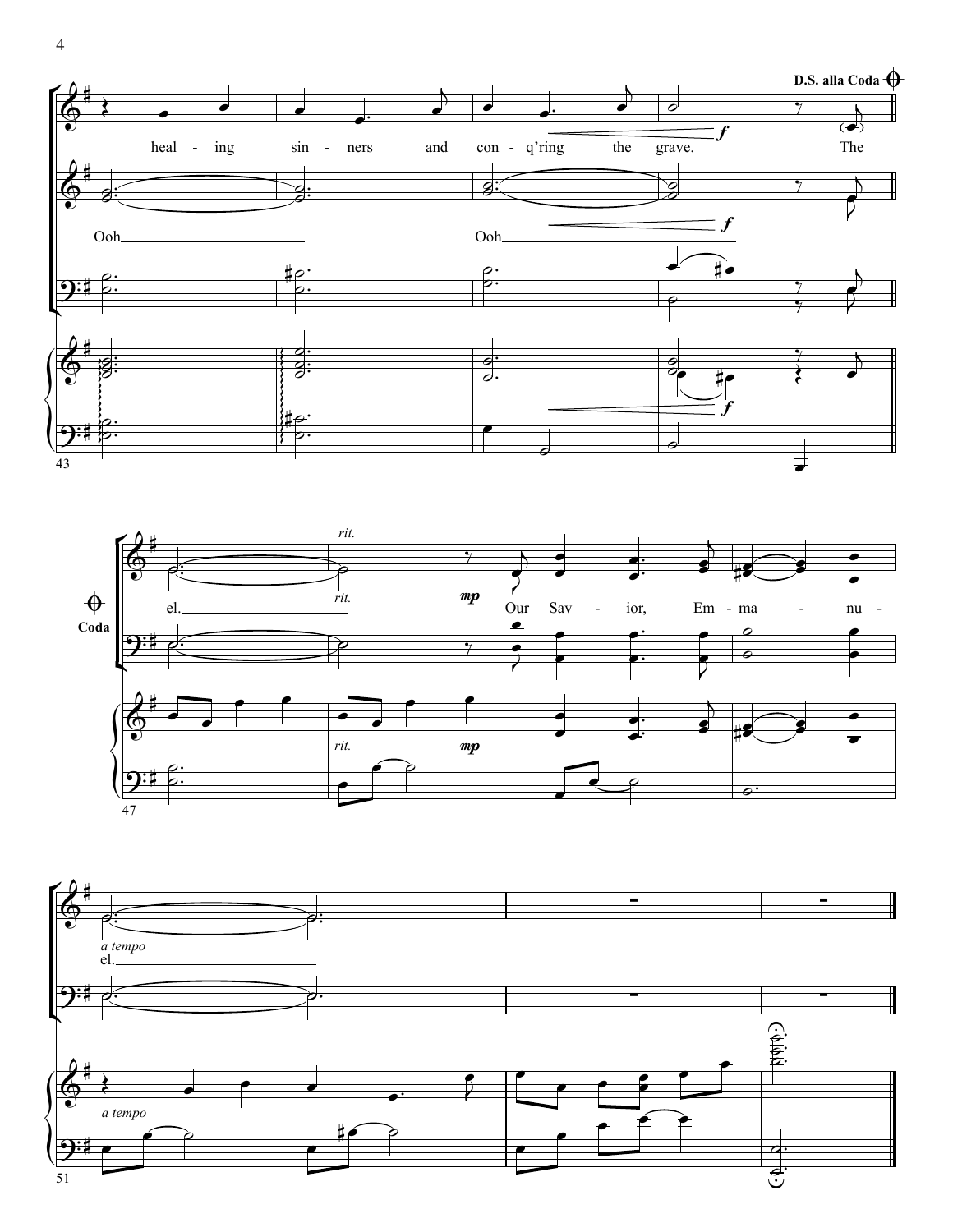D.S. al Coda

heal - ing sin - ners and con - q'ring the grave. The

Ooh Ooh

Coda

*rit.*

el. Our Sav - ior, Em - ma - nu -

*mp*

*a tempo*

el.